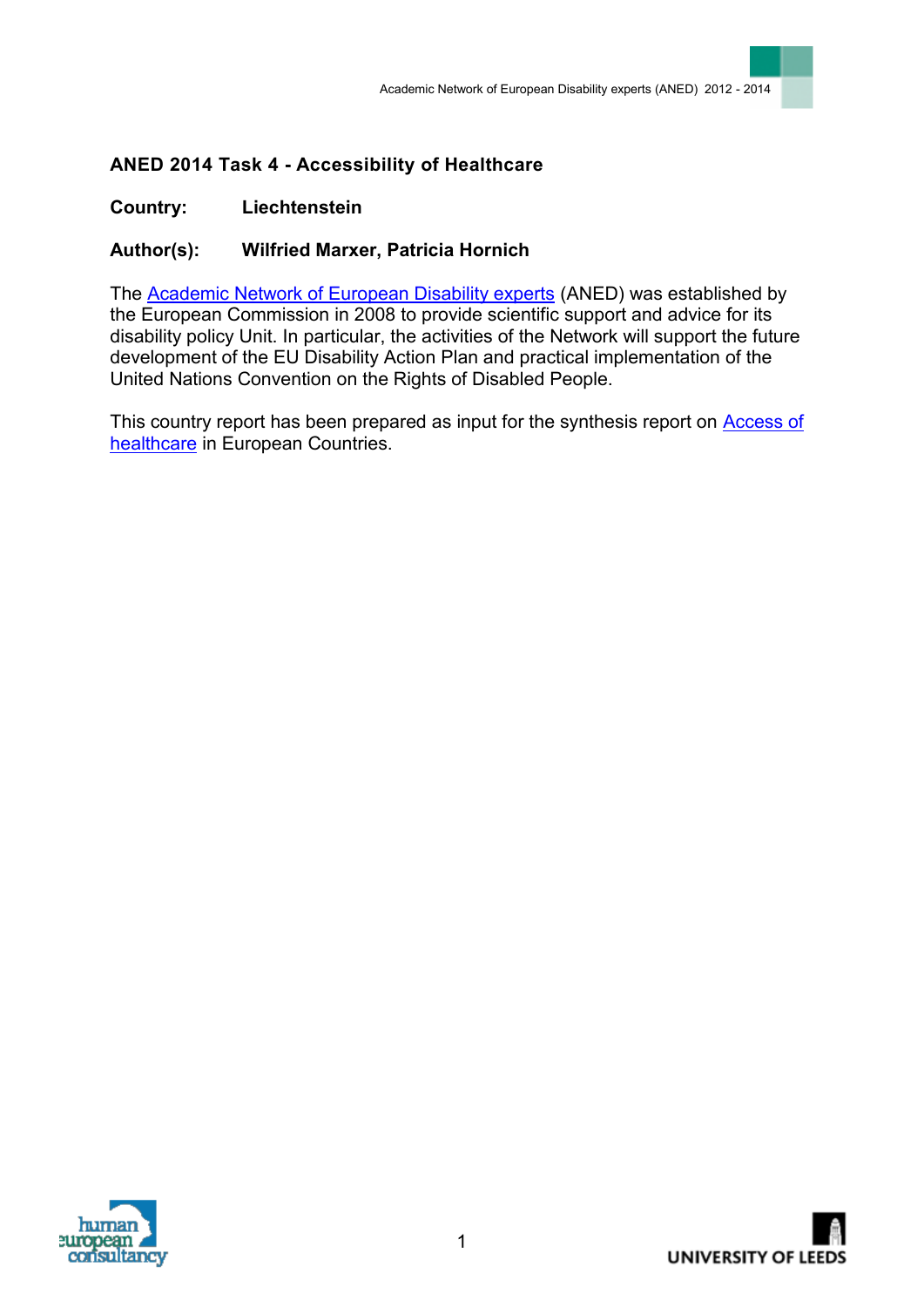**ANED 2014 Task 4 - Accessibility of Healthcare**

**Country:** Liechtenstein

**Author(s):** Wilfried Marxer, Patricia Hornich

The Academic Network of European Disability experts (ANED) was established by the European Commission in 2008 to provide scientific support and advice for its disability policy Unit. In particular, the activities of the Network will support the future development of the EU Disability Action Plan and practical implementation of the United Nations Convention on the Rights of Disabled People.

This country report has been prepared as input for the synthesis report on Access of healthcare in European Countries.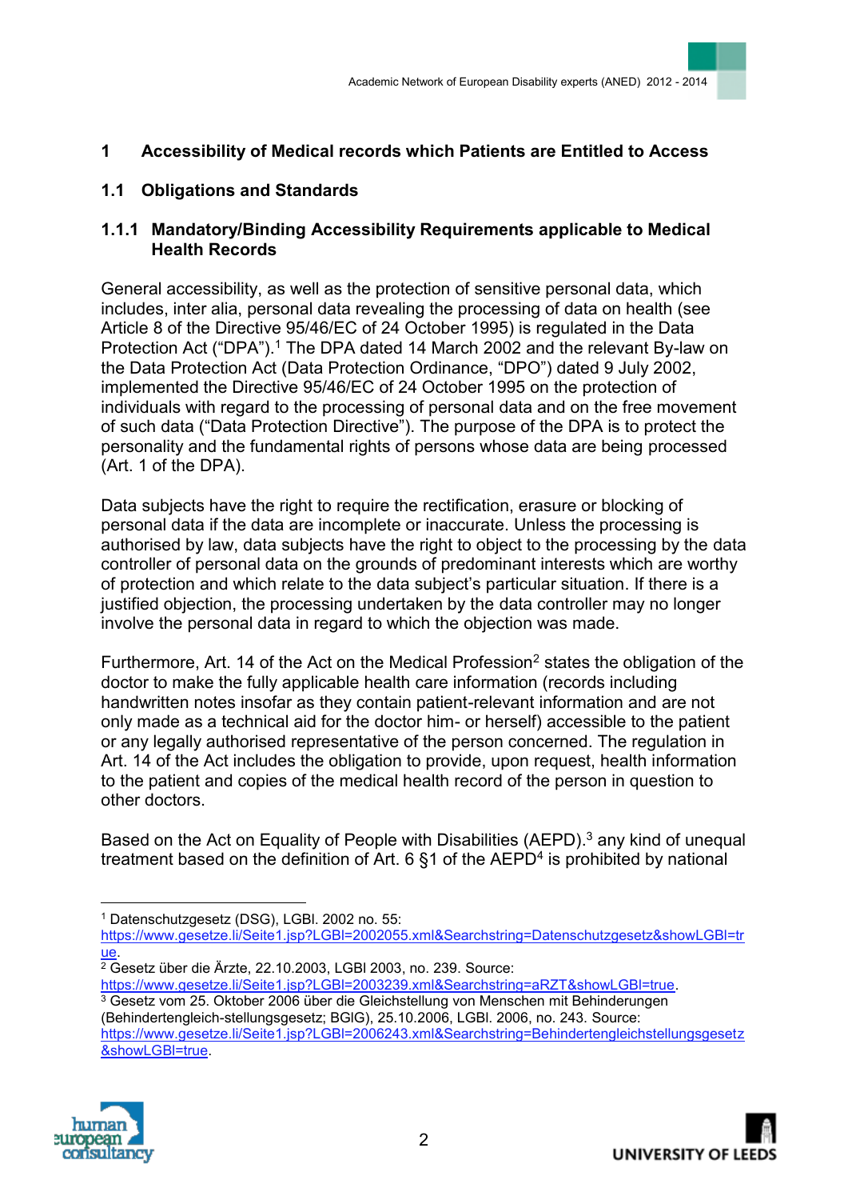# 1 Accessibility of Medical records which Patients are Entitled to Access

## 1.1 Obligations and Standards

### 1.1.1 Mandatory/Binding Accessibility Requirements applicable to Medical Health Records

General accessibility, as well as the protection of sensitive personal data, which includes, inter alia, personal data revealing the processing of data on health (see Article 8 of the Directive 95/46/EC of 24 October 1995) is regulated in the Data Protection Act ("DPA").[1] The DPA dated 14 March 2002 and the relevant By-law on the Data Protection Act (Data Protection Ordinance, "DPO") dated 9 July 2002, implemented the Directive 95/46/EC of 24 October 1995 on the protection of individuals with regard to the processing of personal data and on the free movement of such data ("Data Protection Directive"). The purpose of the DPA is to protect the personality and the fundamental rights of persons whose data are being processed (Art. 1 of the DPA).

Data subjects have the right to require the rectification, erasure or blocking of personal data if the data are incomplete or inaccurate. Unless the processing is authorised by law, data subjects have the right to object to the processing by the data controller of personal data on the grounds of predominant interests which are worthy of protection and which relate to the data subject's particular situation. If there is a justified objection, the processing undertaken by the data controller may no longer involve the personal data in regard to which the objection was made.

Furthermore, Art. 14 of the Act on the Medical Profession[2] states the obligation of the doctor to make the fully applicable health care information (records including handwritten notes insofar as they contain patient-relevant information and are not only made as a technical aid for the doctor him- or herself) accessible to the patient or any legally authorised representative of the person concerned. The regulation in Art. 14 of the Act includes the obligation to provide, upon request, health information to the patient and copies of the medical health record of the person in question to other doctors.

Based on the Act on Equality of People with Disabilities (AEPD).[3] any kind of unequal treatment based on the definition of Art. 6 §1 of the AEPD[4] is prohibited by national

---

[1] Datenschutzgesetz (DSG), LGBl. 2002 no. 55: https://www.gesetze.li/Seite1.jsp?LGBl=2002055.xml&Searchstring=Datenschutzgesetz&showLGBl=true.

[2] Gesetz über die Ärzte, 22.10.2003, LGBl 2003, no. 239. Source: https://www.gesetze.li/Seite1.jsp?LGBl=2003239.xml&Searchstring=aRZT&showLGBl=true.

[3] Gesetz vom 25. Oktober 2006 über die Gleichstellung von Menschen mit Behinderungen (Behindertengleich-stellungsgesetz; BGlG), 25.10.2006, LGBl. 2006, no. 243. Source: https://www.gesetze.li/Seite1.jsp?LGBl=2006243.xml&Searchstring=Behindertengleichstellungsgesetz&showLGBl=true.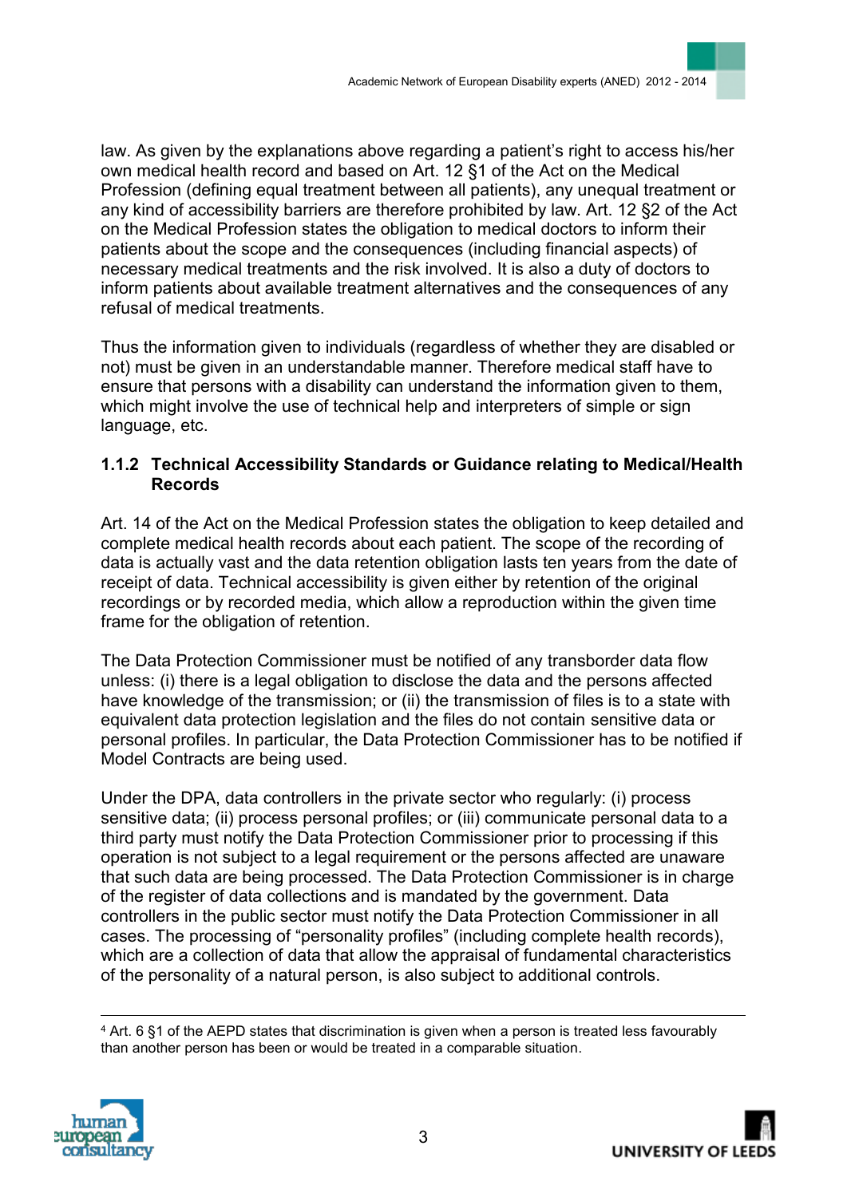law. As given by the explanations above regarding a patient's right to access his/her own medical health record and based on Art. 12 §1 of the Act on the Medical Profession (defining equal treatment between all patients), any unequal treatment or any kind of accessibility barriers are therefore prohibited by law. Art. 12 §2 of the Act on the Medical Profession states the obligation to medical doctors to inform their patients about the scope and the consequences (including financial aspects) of necessary medical treatments and the risk involved. It is also a duty of doctors to inform patients about available treatment alternatives and the consequences of any refusal of medical treatments.

Thus the information given to individuals (regardless of whether they are disabled or not) must be given in an understandable manner. Therefore medical staff have to ensure that persons with a disability can understand the information given to them, which might involve the use of technical help and interpreters of simple or sign language, etc.

### 1.1.2 Technical Accessibility Standards or Guidance relating to Medical/Health Records

Art. 14 of the Act on the Medical Profession states the obligation to keep detailed and complete medical health records about each patient. The scope of the recording of data is actually vast and the data retention obligation lasts ten years from the date of receipt of data. Technical accessibility is given either by retention of the original recordings or by recorded media, which allow a reproduction within the given time frame for the obligation of retention.

The Data Protection Commissioner must be notified of any transborder data flow unless: (i) there is a legal obligation to disclose the data and the persons affected have knowledge of the transmission; or (ii) the transmission of files is to a state with equivalent data protection legislation and the files do not contain sensitive data or personal profiles. In particular, the Data Protection Commissioner has to be notified if Model Contracts are being used.

Under the DPA, data controllers in the private sector who regularly: (i) process sensitive data; (ii) process personal profiles; or (iii) communicate personal data to a third party must notify the Data Protection Commissioner prior to processing if this operation is not subject to a legal requirement or the persons affected are unaware that such data are being processed. The Data Protection Commissioner is in charge of the register of data collections and is mandated by the government. Data controllers in the public sector must notify the Data Protection Commissioner in all cases. The processing of "personality profiles" (including complete health records), which are a collection of data that allow the appraisal of fundamental characteristics of the personality of a natural person, is also subject to additional controls.

---

[4] Art. 6 §1 of the AEPD states that discrimination is given when a person is treated less favourably than another person has been or would be treated in a comparable situation.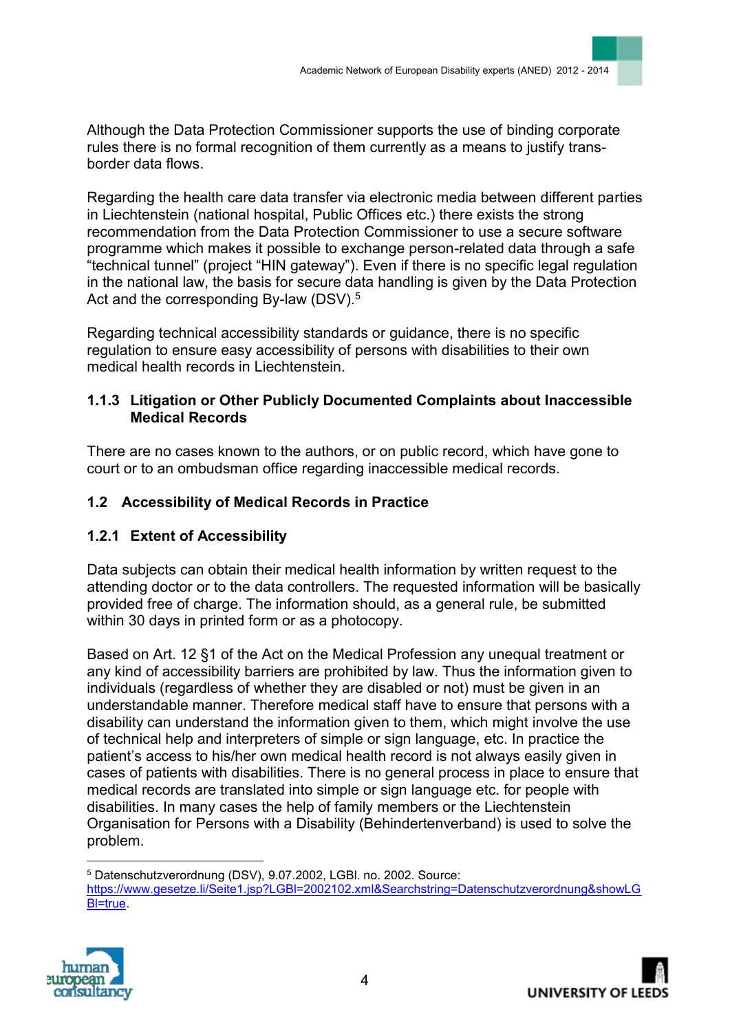Although the Data Protection Commissioner supports the use of binding corporate rules there is no formal recognition of them currently as a means to justify trans-border data flows.

Regarding the health care data transfer via electronic media between different parties in Liechtenstein (national hospital, Public Offices etc.) there exists the strong recommendation from the Data Protection Commissioner to use a secure software programme which makes it possible to exchange person-related data through a safe "technical tunnel" (project "HIN gateway"). Even if there is no specific legal regulation in the national law, the basis for secure data handling is given by the Data Protection Act and the corresponding By-law (DSV).[5]

Regarding technical accessibility standards or guidance, there is no specific regulation to ensure easy accessibility of persons with disabilities to their own medical health records in Liechtenstein.

### 1.1.3 Litigation or Other Publicly Documented Complaints about Inaccessible Medical Records

There are no cases known to the authors, or on public record, which have gone to court or to an ombudsman office regarding inaccessible medical records.

## 1.2 Accessibility of Medical Records in Practice

### 1.2.1 Extent of Accessibility

Data subjects can obtain their medical health information by written request to the attending doctor or to the data controllers. The requested information will be basically provided free of charge. The information should, as a general rule, be submitted within 30 days in printed form or as a photocopy.

Based on Art. 12 §1 of the Act on the Medical Profession any unequal treatment or any kind of accessibility barriers are prohibited by law. Thus the information given to individuals (regardless of whether they are disabled or not) must be given in an understandable manner. Therefore medical staff have to ensure that persons with a disability can understand the information given to them, which might involve the use of technical help and interpreters of simple or sign language, etc. In practice the patient's access to his/her own medical health record is not always easily given in cases of patients with disabilities. There is no general process in place to ensure that medical records are translated into simple or sign language etc. for people with disabilities. In many cases the help of family members or the Liechtenstein Organisation for Persons with a Disability (Behindertenverband) is used to solve the problem.

---

[5] Datenschutzverordnung (DSV), 9.07.2002, LGBl. no. 2002. Source: https://www.gesetze.li/Seite1.jsp?LGBl=2002102.xml&Searchstring=Datenschutzverordnung&showLGBl=true.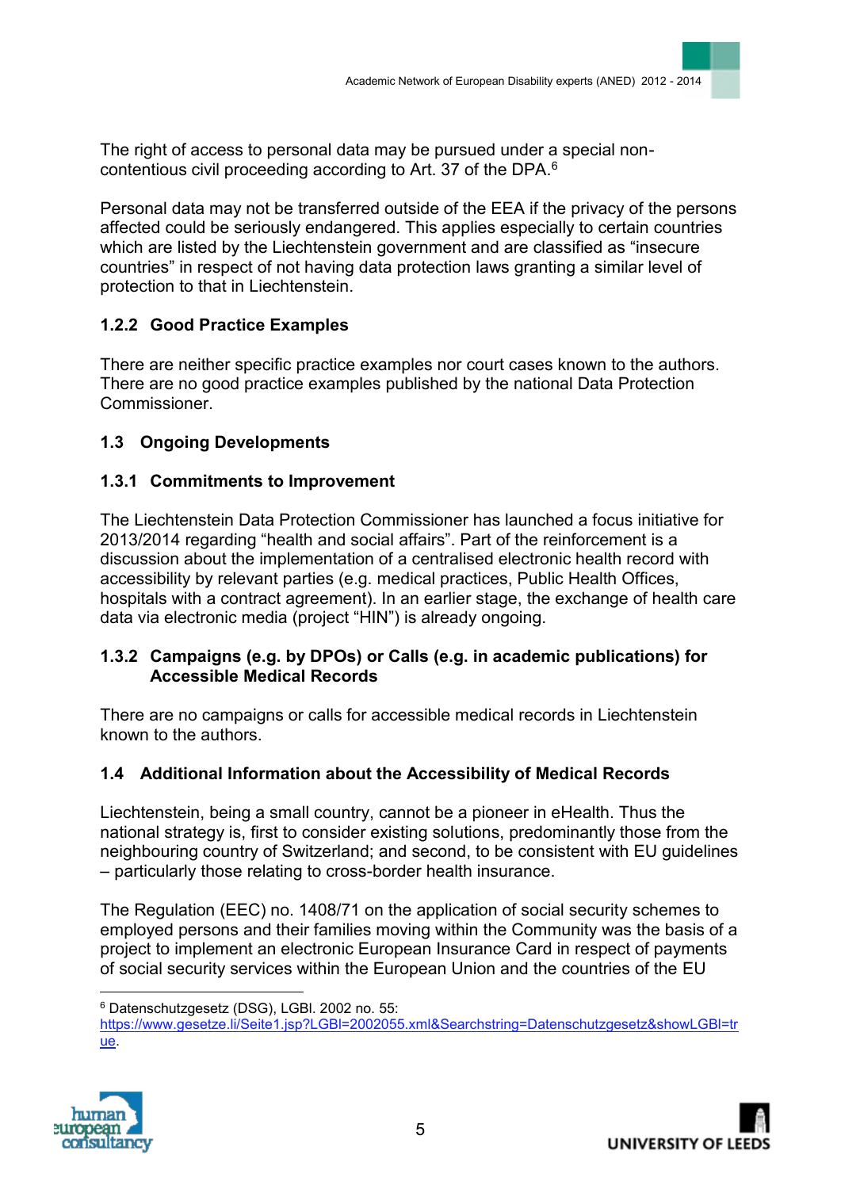The right of access to personal data may be pursued under a special non-contentious civil proceeding according to Art. 37 of the DPA.[6]

Personal data may not be transferred outside of the EEA if the privacy of the persons affected could be seriously endangered. This applies especially to certain countries which are listed by the Liechtenstein government and are classified as "insecure countries" in respect of not having data protection laws granting a similar level of protection to that in Liechtenstein.

#### 1.2.2 Good Practice Examples

There are neither specific practice examples nor court cases known to the authors. There are no good practice examples published by the national Data Protection Commissioner.

### 1.3 Ongoing Developments

#### 1.3.1 Commitments to Improvement

The Liechtenstein Data Protection Commissioner has launched a focus initiative for 2013/2014 regarding "health and social affairs". Part of the reinforcement is a discussion about the implementation of a centralised electronic health record with accessibility by relevant parties (e.g. medical practices, Public Health Offices, hospitals with a contract agreement). In an earlier stage, the exchange of health care data via electronic media (project "HIN") is already ongoing.

#### 1.3.2 Campaigns (e.g. by DPOs) or Calls (e.g. in academic publications) for Accessible Medical Records

There are no campaigns or calls for accessible medical records in Liechtenstein known to the authors.

### 1.4 Additional Information about the Accessibility of Medical Records

Liechtenstein, being a small country, cannot be a pioneer in eHealth. Thus the national strategy is, first to consider existing solutions, predominantly those from the neighbouring country of Switzerland; and second, to be consistent with EU guidelines – particularly those relating to cross-border health insurance.

The Regulation (EEC) no. 1408/71 on the application of social security schemes to employed persons and their families moving within the Community was the basis of a project to implement an electronic European Insurance Card in respect of payments of social security services within the European Union and the countries of the EU

---

[6] Datenschutzgesetz (DSG), LGBl. 2002 no. 55: https://www.gesetze.li/Seite1.jsp?LGBl=2002055.xml&Searchstring=Datenschutzgesetz&showLGBl=true.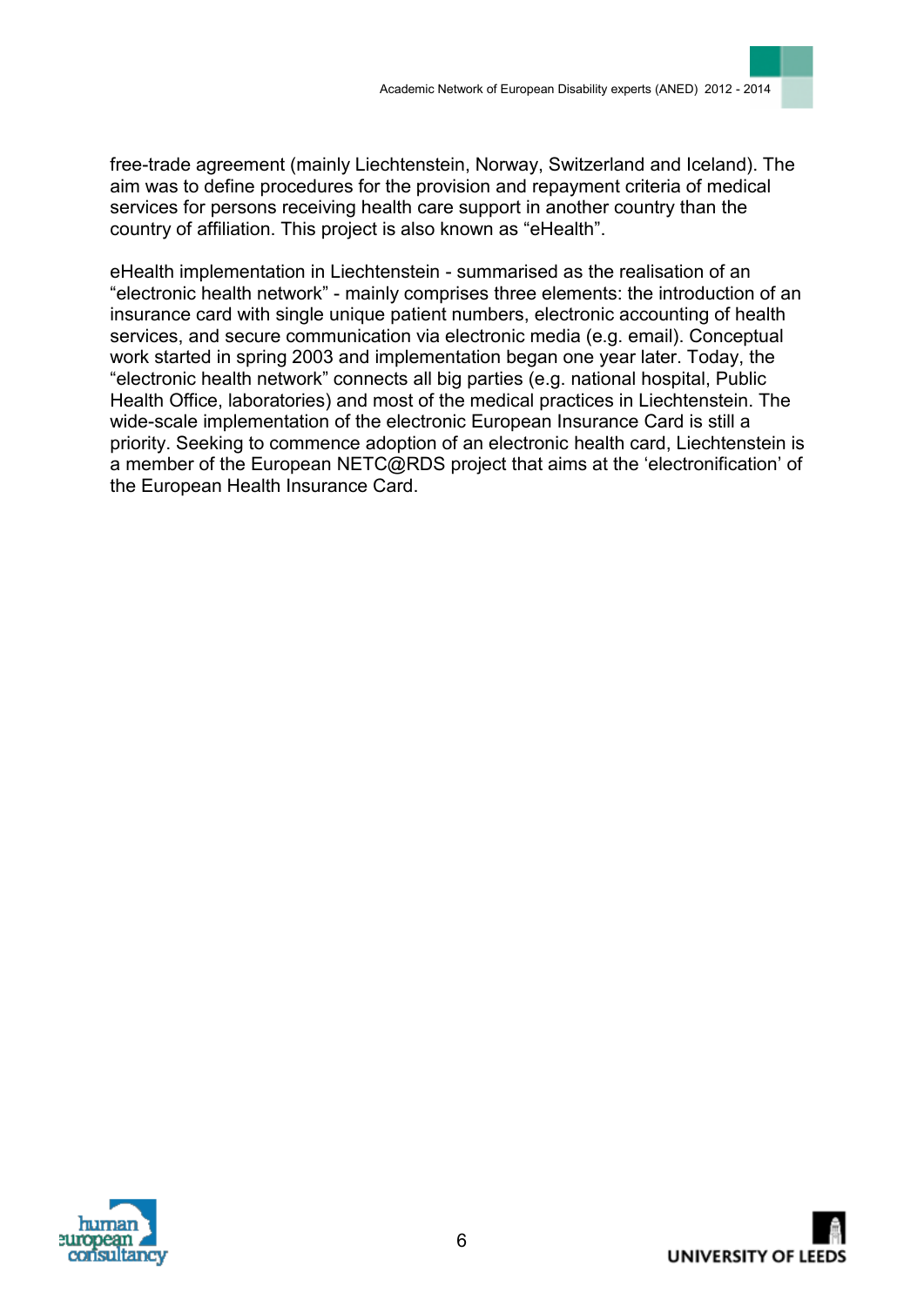free-trade agreement (mainly Liechtenstein, Norway, Switzerland and Iceland). The aim was to define procedures for the provision and repayment criteria of medical services for persons receiving health care support in another country than the country of affiliation. This project is also known as “eHealth”.

eHealth implementation in Liechtenstein - summarised as the realisation of an “electronic health network” - mainly comprises three elements: the introduction of an insurance card with single unique patient numbers, electronic accounting of health services, and secure communication via electronic media (e.g. email). Conceptual work started in spring 2003 and implementation began one year later. Today, the “electronic health network” connects all big parties (e.g. national hospital, Public Health Office, laboratories) and most of the medical practices in Liechtenstein. The wide-scale implementation of the electronic European Insurance Card is still a priority. Seeking to commence adoption of an electronic health card, Liechtenstein is a member of the European NETC@RDS project that aims at the ‘electronification’ of the European Health Insurance Card.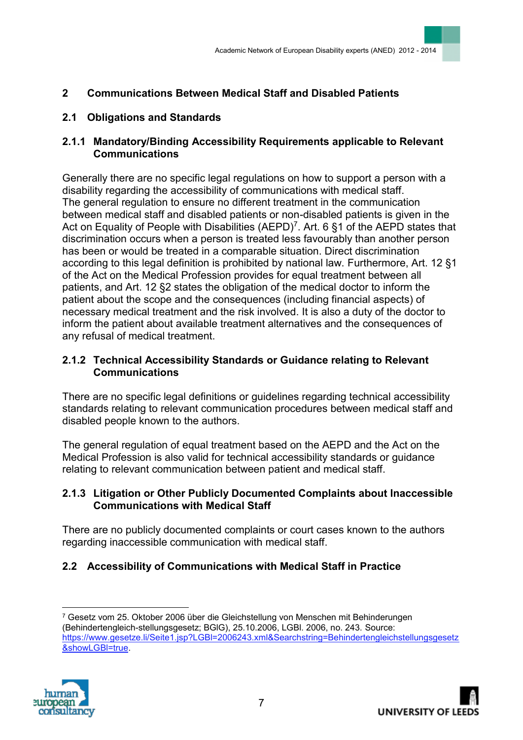## 2 Communications Between Medical Staff and Disabled Patients

### 2.1 Obligations and Standards

#### 2.1.1 Mandatory/Binding Accessibility Requirements applicable to Relevant Communications

Generally there are no specific legal regulations on how to support a person with a disability regarding the accessibility of communications with medical staff.
The general regulation to ensure no different treatment in the communication between medical staff and disabled patients or non-disabled patients is given in the Act on Equality of People with Disabilities (AEPD)[7]. Art. 6 §1 of the AEPD states that discrimination occurs when a person is treated less favourably than another person has been or would be treated in a comparable situation. Direct discrimination according to this legal definition is prohibited by national law. Furthermore, Art. 12 §1 of the Act on the Medical Profession provides for equal treatment between all patients, and Art. 12 §2 states the obligation of the medical doctor to inform the patient about the scope and the consequences (including financial aspects) of necessary medical treatment and the risk involved. It is also a duty of the doctor to inform the patient about available treatment alternatives and the consequences of any refusal of medical treatment.

#### 2.1.2 Technical Accessibility Standards or Guidance relating to Relevant Communications

There are no specific legal definitions or guidelines regarding technical accessibility standards relating to relevant communication procedures between medical staff and disabled people known to the authors.

The general regulation of equal treatment based on the AEPD and the Act on the Medical Profession is also valid for technical accessibility standards or guidance relating to relevant communication between patient and medical staff.

#### 2.1.3 Litigation or Other Publicly Documented Complaints about Inaccessible Communications with Medical Staff

There are no publicly documented complaints or court cases known to the authors regarding inaccessible communication with medical staff.

### 2.2 Accessibility of Communications with Medical Staff in Practice

---

[7] Gesetz vom 25. Oktober 2006 über die Gleichstellung von Menschen mit Behinderungen (Behindertengleich-stellungsgesetz; BGlG), 25.10.2006, LGBl. 2006, no. 243. Source: https://www.gesetze.li/Seite1.jsp?LGBl=2006243.xml&Searchstring=Behindertengleichstellungsgesetz&showLGBl=true.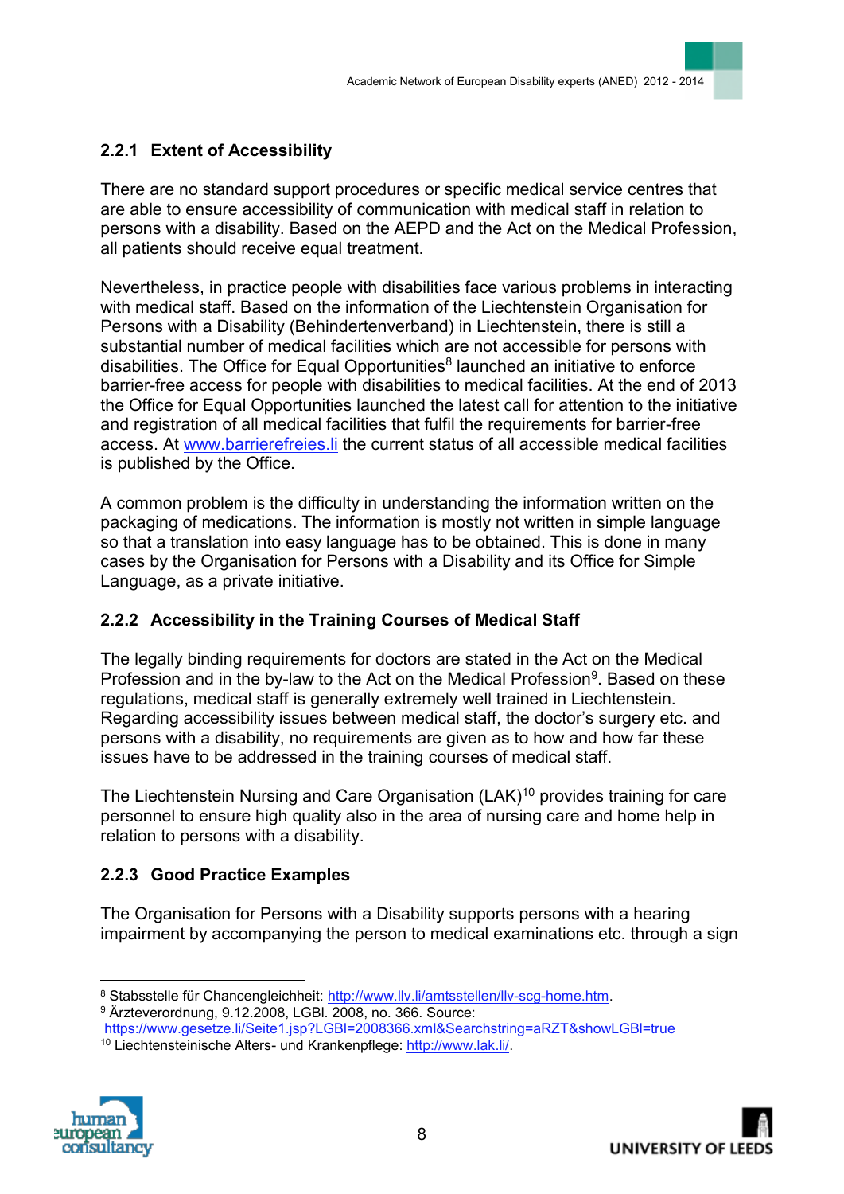### 2.2.1 Extent of Accessibility

There are no standard support procedures or specific medical service centres that are able to ensure accessibility of communication with medical staff in relation to persons with a disability. Based on the AEPD and the Act on the Medical Profession, all patients should receive equal treatment.

Nevertheless, in practice people with disabilities face various problems in interacting with medical staff. Based on the information of the Liechtenstein Organisation for Persons with a Disability (Behindertenverband) in Liechtenstein, there is still a substantial number of medical facilities which are not accessible for persons with disabilities. The Office for Equal Opportunities[8] launched an initiative to enforce barrier-free access for people with disabilities to medical facilities. At the end of 2013 the Office for Equal Opportunities launched the latest call for attention to the initiative and registration of all medical facilities that fulfil the requirements for barrier-free access. At [www.barrierefreies.li](http://www.barrierefreies.li) the current status of all accessible medical facilities is published by the Office.

A common problem is the difficulty in understanding the information written on the packaging of medications. The information is mostly not written in simple language so that a translation into easy language has to be obtained. This is done in many cases by the Organisation for Persons with a Disability and its Office for Simple Language, as a private initiative.

### 2.2.2 Accessibility in the Training Courses of Medical Staff

The legally binding requirements for doctors are stated in the Act on the Medical Profession and in the by-law to the Act on the Medical Profession[9]. Based on these regulations, medical staff is generally extremely well trained in Liechtenstein. Regarding accessibility issues between medical staff, the doctor's surgery etc. and persons with a disability, no requirements are given as to how and how far these issues have to be addressed in the training courses of medical staff.

The Liechtenstein Nursing and Care Organisation (LAK)[10] provides training for care personnel to ensure high quality also in the area of nursing care and home help in relation to persons with a disability.

### 2.2.3 Good Practice Examples

The Organisation for Persons with a Disability supports persons with a hearing impairment by accompanying the person to medical examinations etc. through a sign

---

[8] Stabsstelle für Chancengleichheit: [http://www.llv.li/amtsstellen/llv-scg-home.htm](http://www.llv.li/amtsstellen/llv-scg-home.htm).

[9] Ärzteverordnung, 9.12.2008, LGBl. 2008, no. 366. Source: [https://www.gesetze.li/Seite1.jsp?LGBl=2008366.xml&Searchstring=aRZT&showLGBl=true](https://www.gesetze.li/Seite1.jsp?LGBl=2008366.xml&Searchstring=aRZT&showLGBl=true)

[10] Liechtensteinische Alters- und Krankenpflege: [http://www.lak.li/](http://www.lak.li/).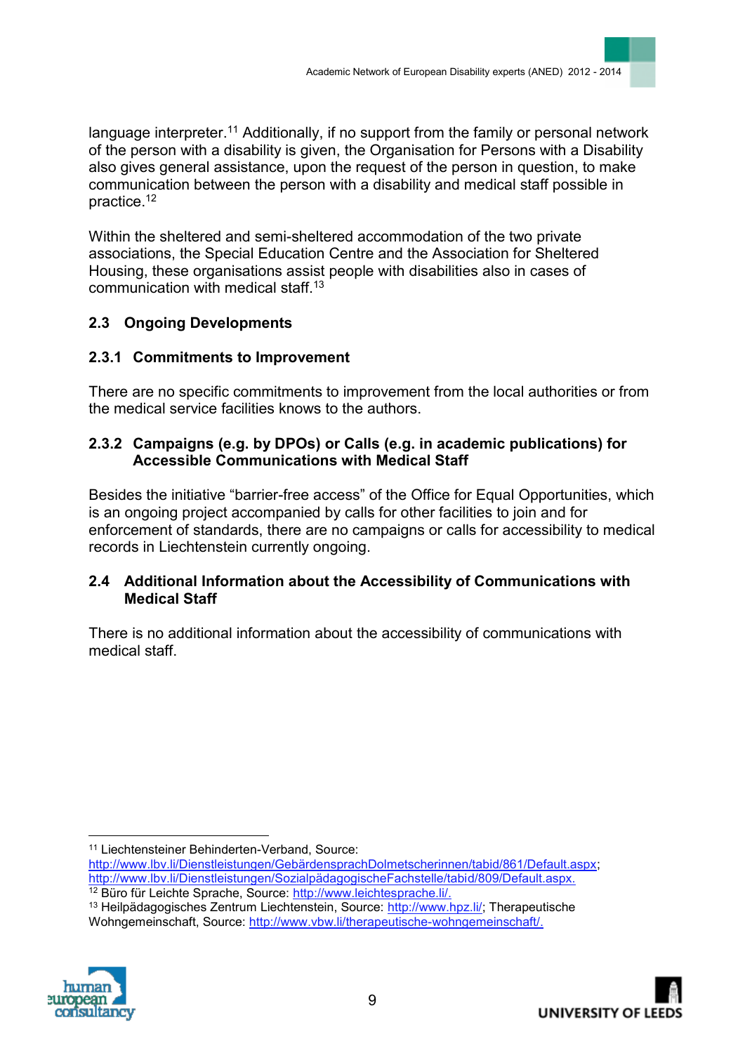language interpreter.[11] Additionally, if no support from the family or personal network of the person with a disability is given, the Organisation for Persons with a Disability also gives general assistance, upon the request of the person in question, to make communication between the person with a disability and medical staff possible in practice.[12]

Within the sheltered and semi-sheltered accommodation of the two private associations, the Special Education Centre and the Association for Sheltered Housing, these organisations assist people with disabilities also in cases of communication with medical staff.[13]

### 2.3 Ongoing Developments

#### 2.3.1 Commitments to Improvement

There are no specific commitments to improvement from the local authorities or from the medical service facilities knows to the authors.

#### 2.3.2 Campaigns (e.g. by DPOs) or Calls (e.g. in academic publications) for Accessible Communications with Medical Staff

Besides the initiative "barrier-free access" of the Office for Equal Opportunities, which is an ongoing project accompanied by calls for other facilities to join and for enforcement of standards, there are no campaigns or calls for accessibility to medical records in Liechtenstein currently ongoing.

### 2.4 Additional Information about the Accessibility of Communications with Medical Staff

There is no additional information about the accessibility of communications with medical staff.

---

[11] Liechtensteiner Behinderten-Verband, Source: http://www.lbv.li/Dienstleistungen/GebärdensprachDolmetscherinnen/tabid/861/Default.aspx; http://www.lbv.li/Dienstleistungen/SozialpädagogischeFachstelle/tabid/809/Default.aspx.

[12] Büro für Leichte Sprache, Source: http://www.leichtesprache.li/.

[13] Heilpädagogisches Zentrum Liechtenstein, Source: http://www.hpz.li/; Therapeutische Wohngemeinschaft, Source: http://www.vbw.li/therapeutische-wohngemeinschaft/.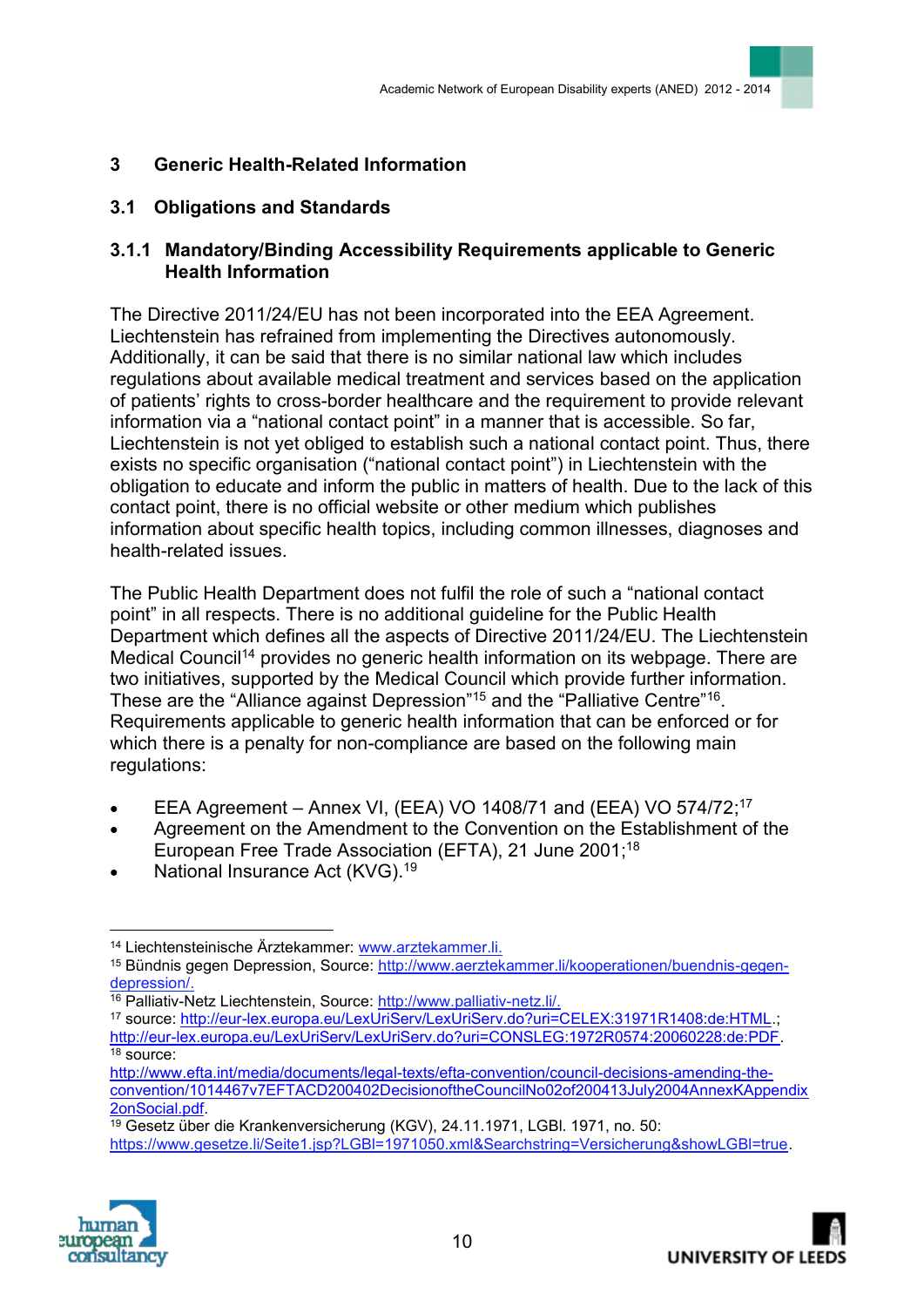# 3 Generic Health-Related Information

## 3.1 Obligations and Standards

### 3.1.1 Mandatory/Binding Accessibility Requirements applicable to Generic Health Information

The Directive 2011/24/EU has not been incorporated into the EEA Agreement. Liechtenstein has refrained from implementing the Directives autonomously. Additionally, it can be said that there is no similar national law which includes regulations about available medical treatment and services based on the application of patients' rights to cross-border healthcare and the requirement to provide relevant information via a "national contact point" in a manner that is accessible. So far, Liechtenstein is not yet obliged to establish such a national contact point. Thus, there exists no specific organisation ("national contact point") in Liechtenstein with the obligation to educate and inform the public in matters of health. Due to the lack of this contact point, there is no official website or other medium which publishes information about specific health topics, including common illnesses, diagnoses and health-related issues.

The Public Health Department does not fulfil the role of such a "national contact point" in all respects. There is no additional guideline for the Public Health Department which defines all the aspects of Directive 2011/24/EU. The Liechtenstein Medical Council[14] provides no generic health information on its webpage. There are two initiatives, supported by the Medical Council which provide further information. These are the "Alliance against Depression"[15] and the "Palliative Centre"[16]. Requirements applicable to generic health information that can be enforced or for which there is a penalty for non-compliance are based on the following main regulations:

- EEA Agreement – Annex VI, (EEA) VO 1408/71 and (EEA) VO 574/72;[17]
- Agreement on the Amendment to the Convention on the Establishment of the European Free Trade Association (EFTA), 21 June 2001;[18]
- National Insurance Act (KVG).[19]

---

[14] Liechtensteinische Ärztekammer: www.arztekammer.li.

[15] Bündnis gegen Depression, Source: http://www.aerztekammer.li/kooperationen/buendnis-gegen-depression/.

[16] Palliativ-Netz Liechtenstein, Source: http://www.palliativ-netz.li/.

[17] source: http://eur-lex.europa.eu/LexUriServ/LexUriServ.do?uri=CELEX:31971R1408:de:HTML.; http://eur-lex.europa.eu/LexUriServ/LexUriServ.do?uri=CONSLEG:1972R0574:20060228:de:PDF.

[18] source: http://www.efta.int/media/documents/legal-texts/efta-convention/council-decisions-amending-the-convention/1014467v7EFTACD200402DecisionoftheCouncilNo02of200413July2004AnnexKAppendix2onSocial.pdf.

[19] Gesetz über die Krankenversicherung (KGV), 24.11.1971, LGBl. 1971, no. 50: https://www.gesetze.li/Seite1.jsp?LGBl=1971050.xml&Searchstring=Versicherung&showLGBl=true.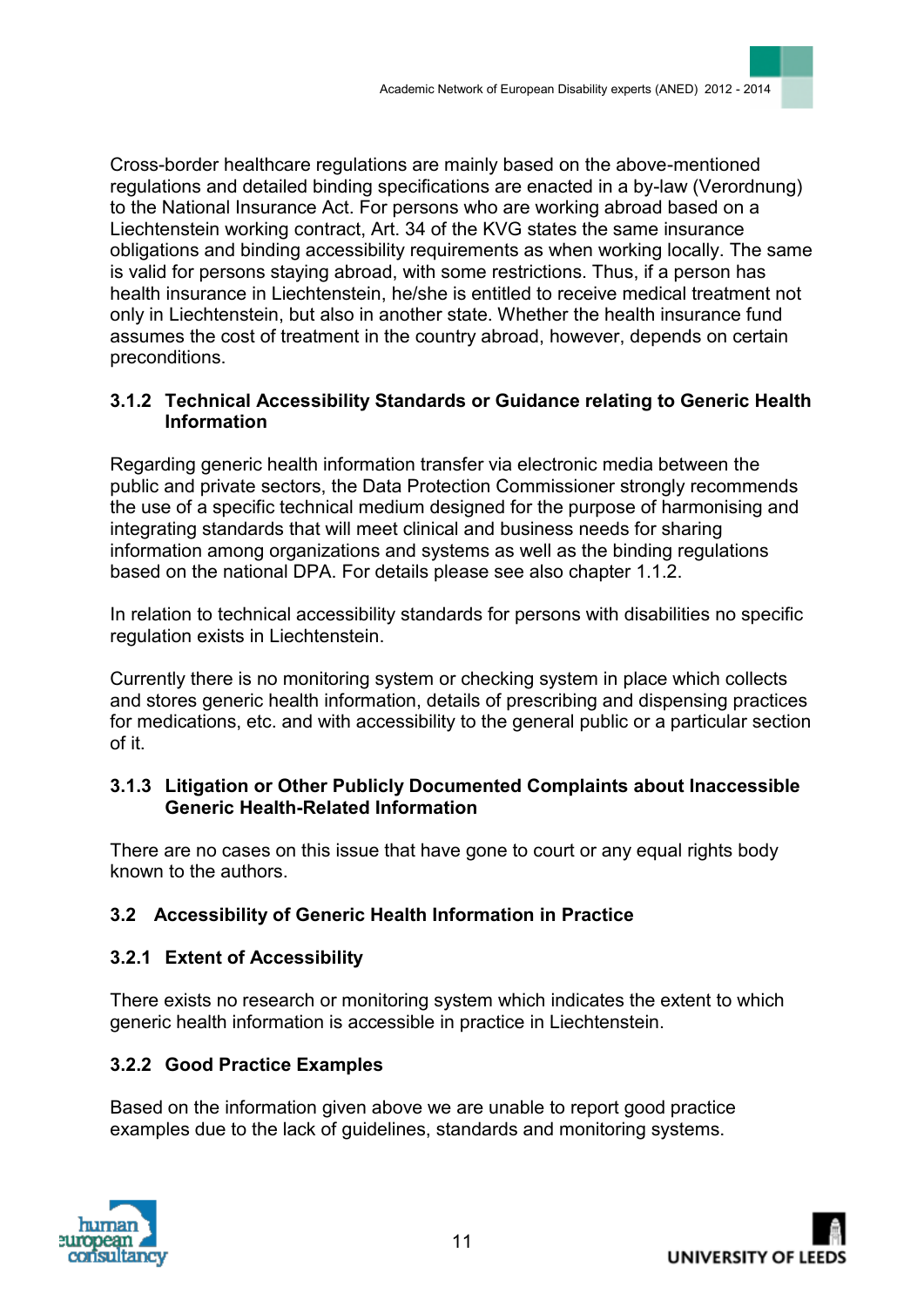Cross-border healthcare regulations are mainly based on the above-mentioned regulations and detailed binding specifications are enacted in a by-law (Verordnung) to the National Insurance Act. For persons who are working abroad based on a Liechtenstein working contract, Art. 34 of the KVG states the same insurance obligations and binding accessibility requirements as when working locally. The same is valid for persons staying abroad, with some restrictions. Thus, if a person has health insurance in Liechtenstein, he/she is entitled to receive medical treatment not only in Liechtenstein, but also in another state. Whether the health insurance fund assumes the cost of treatment in the country abroad, however, depends on certain preconditions.

### 3.1.2 Technical Accessibility Standards or Guidance relating to Generic Health Information

Regarding generic health information transfer via electronic media between the public and private sectors, the Data Protection Commissioner strongly recommends the use of a specific technical medium designed for the purpose of harmonising and integrating standards that will meet clinical and business needs for sharing information among organizations and systems as well as the binding regulations based on the national DPA. For details please see also chapter 1.1.2.

In relation to technical accessibility standards for persons with disabilities no specific regulation exists in Liechtenstein.

Currently there is no monitoring system or checking system in place which collects and stores generic health information, details of prescribing and dispensing practices for medications, etc. and with accessibility to the general public or a particular section of it.

### 3.1.3 Litigation or Other Publicly Documented Complaints about Inaccessible Generic Health-Related Information

There are no cases on this issue that have gone to court or any equal rights body known to the authors.

## 3.2 Accessibility of Generic Health Information in Practice

### 3.2.1 Extent of Accessibility

There exists no research or monitoring system which indicates the extent to which generic health information is accessible in practice in Liechtenstein.

### 3.2.2 Good Practice Examples

Based on the information given above we are unable to report good practice examples due to the lack of guidelines, standards and monitoring systems.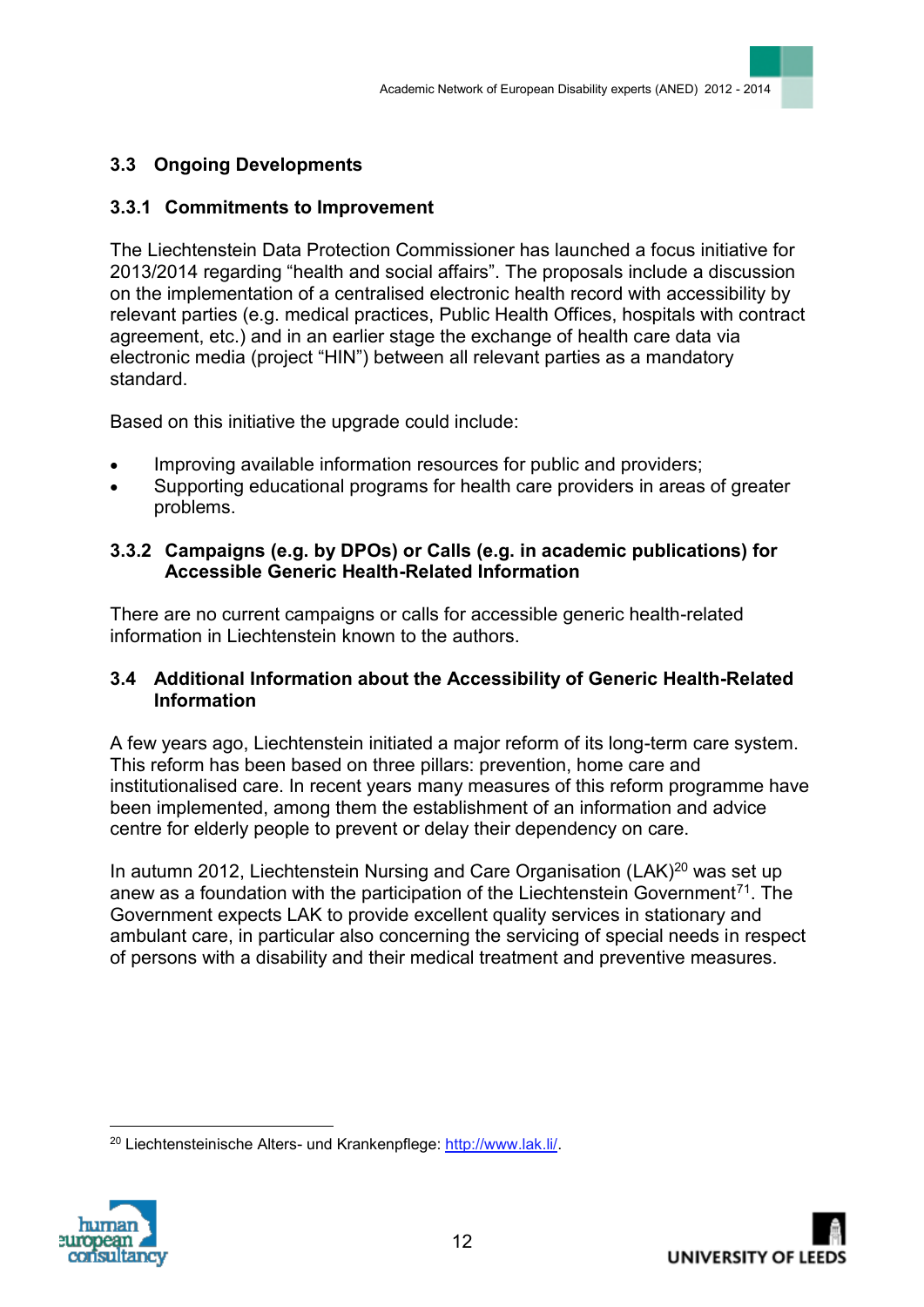### 3.3 Ongoing Developments

#### 3.3.1 Commitments to Improvement

The Liechtenstein Data Protection Commissioner has launched a focus initiative for 2013/2014 regarding “health and social affairs”. The proposals include a discussion on the implementation of a centralised electronic health record with accessibility by relevant parties (e.g. medical practices, Public Health Offices, hospitals with contract agreement, etc.) and in an earlier stage the exchange of health care data via electronic media (project “HIN”) between all relevant parties as a mandatory standard.

Based on this initiative the upgrade could include:

- Improving available information resources for public and providers;
- Supporting educational programs for health care providers in areas of greater problems.

#### 3.3.2 Campaigns (e.g. by DPOs) or Calls (e.g. in academic publications) for Accessible Generic Health-Related Information

There are no current campaigns or calls for accessible generic health-related information in Liechtenstein known to the authors.

### 3.4 Additional Information about the Accessibility of Generic Health-Related Information

A few years ago, Liechtenstein initiated a major reform of its long-term care system. This reform has been based on three pillars: prevention, home care and institutionalised care. In recent years many measures of this reform programme have been implemented, among them the establishment of an information and advice centre for elderly people to prevent or delay their dependency on care.

In autumn 2012, Liechtenstein Nursing and Care Organisation (LAK)[20] was set up anew as a foundation with the participation of the Liechtenstein Government[71]. The Government expects LAK to provide excellent quality services in stationary and ambulant care, in particular also concerning the servicing of special needs in respect of persons with a disability and their medical treatment and preventive measures.

---

[20] Liechtensteinische Alters- und Krankenpflege: http://www.lak.li/.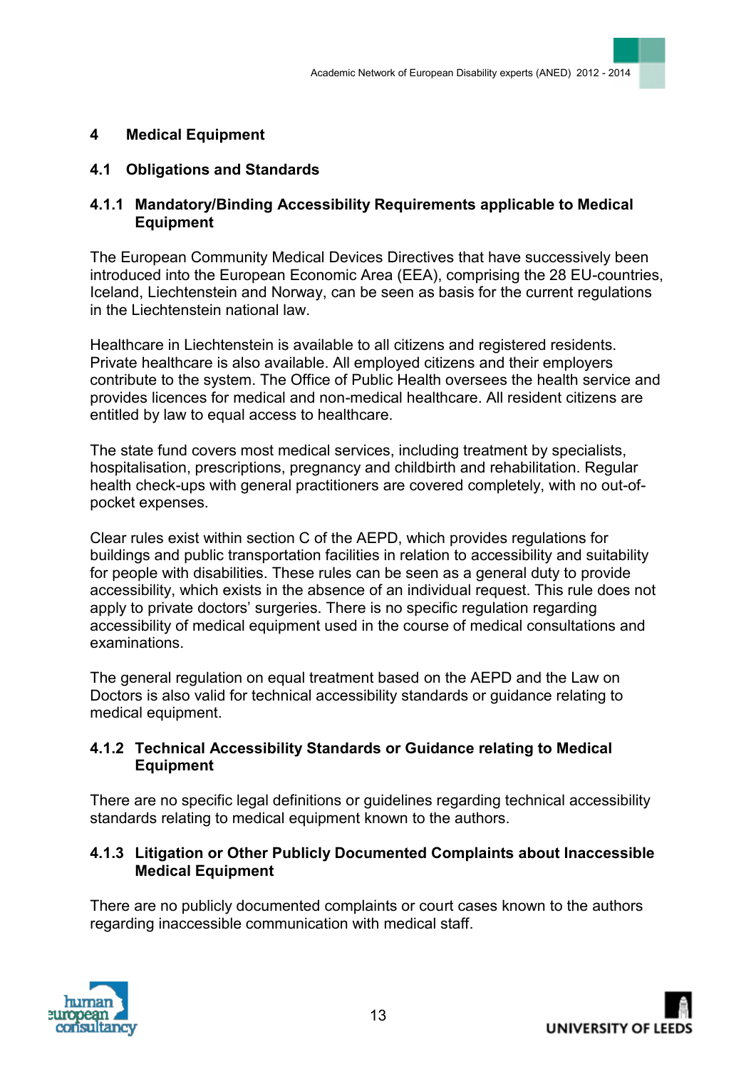# 4 Medical Equipment

## 4.1 Obligations and Standards

### 4.1.1 Mandatory/Binding Accessibility Requirements applicable to Medical Equipment

The European Community Medical Devices Directives that have successively been introduced into the European Economic Area (EEA), comprising the 28 EU-countries, Iceland, Liechtenstein and Norway, can be seen as basis for the current regulations in the Liechtenstein national law.

Healthcare in Liechtenstein is available to all citizens and registered residents. Private healthcare is also available. All employed citizens and their employers contribute to the system. The Office of Public Health oversees the health service and provides licences for medical and non-medical healthcare. All resident citizens are entitled by law to equal access to healthcare.

The state fund covers most medical services, including treatment by specialists, hospitalisation, prescriptions, pregnancy and childbirth and rehabilitation. Regular health check-ups with general practitioners are covered completely, with no out-of-pocket expenses.

Clear rules exist within section C of the AEPD, which provides regulations for buildings and public transportation facilities in relation to accessibility and suitability for people with disabilities. These rules can be seen as a general duty to provide accessibility, which exists in the absence of an individual request. This rule does not apply to private doctors' surgeries. There is no specific regulation regarding accessibility of medical equipment used in the course of medical consultations and examinations.

The general regulation on equal treatment based on the AEPD and the Law on Doctors is also valid for technical accessibility standards or guidance relating to medical equipment.

### 4.1.2 Technical Accessibility Standards or Guidance relating to Medical Equipment

There are no specific legal definitions or guidelines regarding technical accessibility standards relating to medical equipment known to the authors.

### 4.1.3 Litigation or Other Publicly Documented Complaints about Inaccessible Medical Equipment

There are no publicly documented complaints or court cases known to the authors regarding inaccessible communication with medical staff.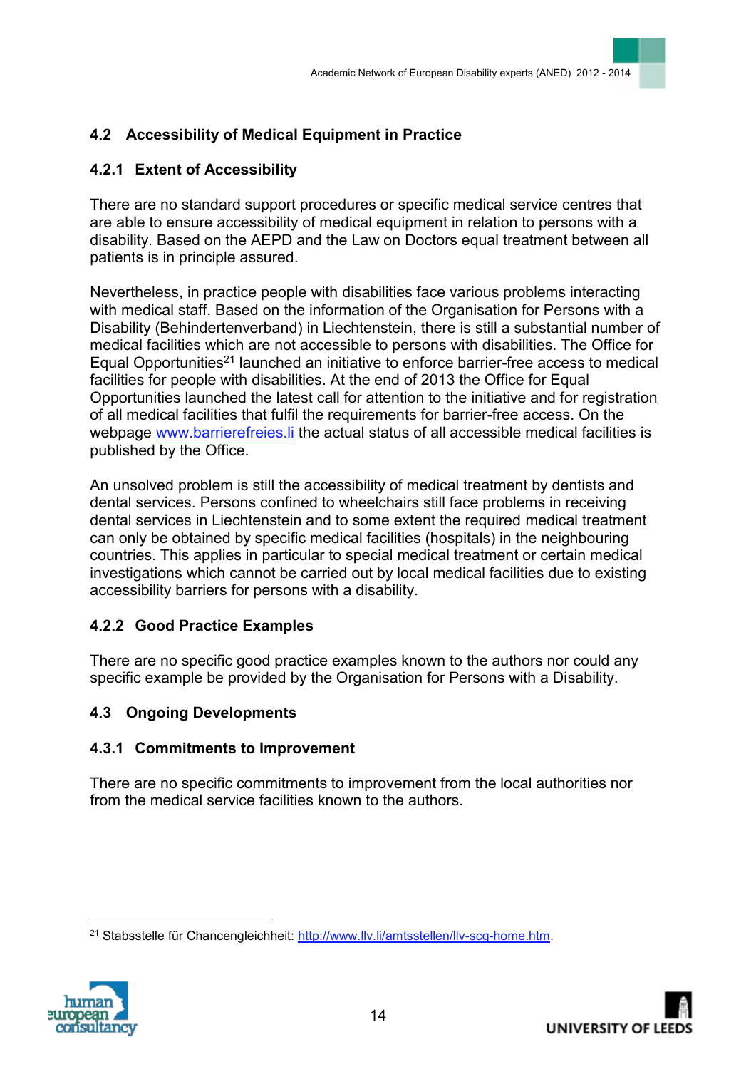## 4.2 Accessibility of Medical Equipment in Practice

### 4.2.1 Extent of Accessibility

There are no standard support procedures or specific medical service centres that are able to ensure accessibility of medical equipment in relation to persons with a disability. Based on the AEPD and the Law on Doctors equal treatment between all patients is in principle assured.

Nevertheless, in practice people with disabilities face various problems interacting with medical staff. Based on the information of the Organisation for Persons with a Disability (Behindertenverband) in Liechtenstein, there is still a substantial number of medical facilities which are not accessible to persons with disabilities. The Office for Equal Opportunities[21] launched an initiative to enforce barrier-free access to medical facilities for people with disabilities. At the end of 2013 the Office for Equal Opportunities launched the latest call for attention to the initiative and for registration of all medical facilities that fulfil the requirements for barrier-free access. On the webpage www.barrierefreies.li the actual status of all accessible medical facilities is published by the Office.

An unsolved problem is still the accessibility of medical treatment by dentists and dental services. Persons confined to wheelchairs still face problems in receiving dental services in Liechtenstein and to some extent the required medical treatment can only be obtained by specific medical facilities (hospitals) in the neighbouring countries. This applies in particular to special medical treatment or certain medical investigations which cannot be carried out by local medical facilities due to existing accessibility barriers for persons with a disability.

### 4.2.2 Good Practice Examples

There are no specific good practice examples known to the authors nor could any specific example be provided by the Organisation for Persons with a Disability.

## 4.3 Ongoing Developments

### 4.3.1 Commitments to Improvement

There are no specific commitments to improvement from the local authorities nor from the medical service facilities known to the authors.

---

[21] Stabsstelle für Chancengleichheit: http://www.llv.li/amtsstellen/llv-scg-home.htm.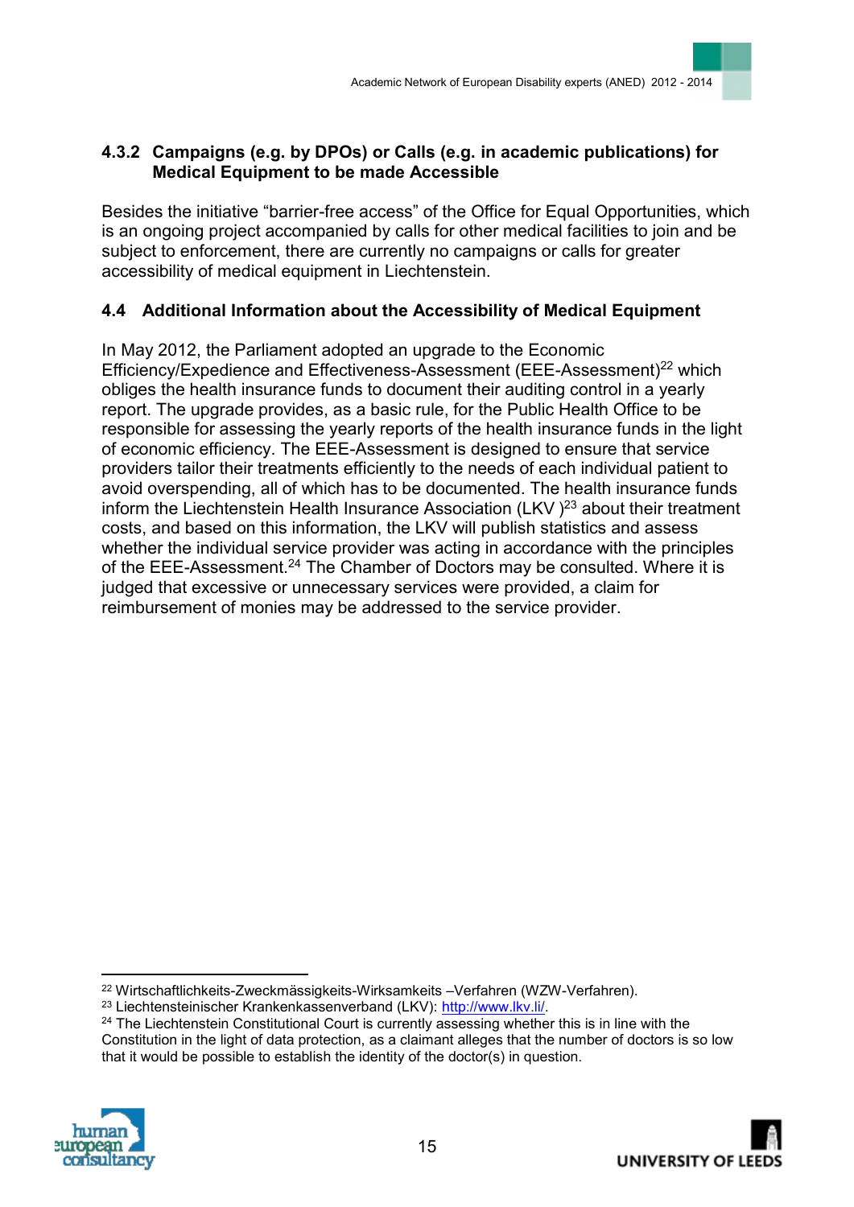### 4.3.2 Campaigns (e.g. by DPOs) or Calls (e.g. in academic publications) for Medical Equipment to be made Accessible

Besides the initiative "barrier-free access" of the Office for Equal Opportunities, which is an ongoing project accompanied by calls for other medical facilities to join and be subject to enforcement, there are currently no campaigns or calls for greater accessibility of medical equipment in Liechtenstein.

## 4.4 Additional Information about the Accessibility of Medical Equipment

In May 2012, the Parliament adopted an upgrade to the Economic Efficiency/Expedience and Effectiveness-Assessment (EEE-Assessment)[22] which obliges the health insurance funds to document their auditing control in a yearly report. The upgrade provides, as a basic rule, for the Public Health Office to be responsible for assessing the yearly reports of the health insurance funds in the light of economic efficiency. The EEE-Assessment is designed to ensure that service providers tailor their treatments efficiently to the needs of each individual patient to avoid overspending, all of which has to be documented. The health insurance funds inform the Liechtenstein Health Insurance Association (LKV )[23] about their treatment costs, and based on this information, the LKV will publish statistics and assess whether the individual service provider was acting in accordance with the principles of the EEE-Assessment.[24] The Chamber of Doctors may be consulted. Where it is judged that excessive or unnecessary services were provided, a claim for reimbursement of monies may be addressed to the service provider.

---

[22] Wirtschaftlichkeits-Zweckmässigkeits-Wirksamkeits –Verfahren (WZW-Verfahren).

[23] Liechtensteinischer Krankenkassenverband (LKV): http://www.lkv.li/.

[24] The Liechtenstein Constitutional Court is currently assessing whether this is in line with the Constitution in the light of data protection, as a claimant alleges that the number of doctors is so low that it would be possible to establish the identity of the doctor(s) in question.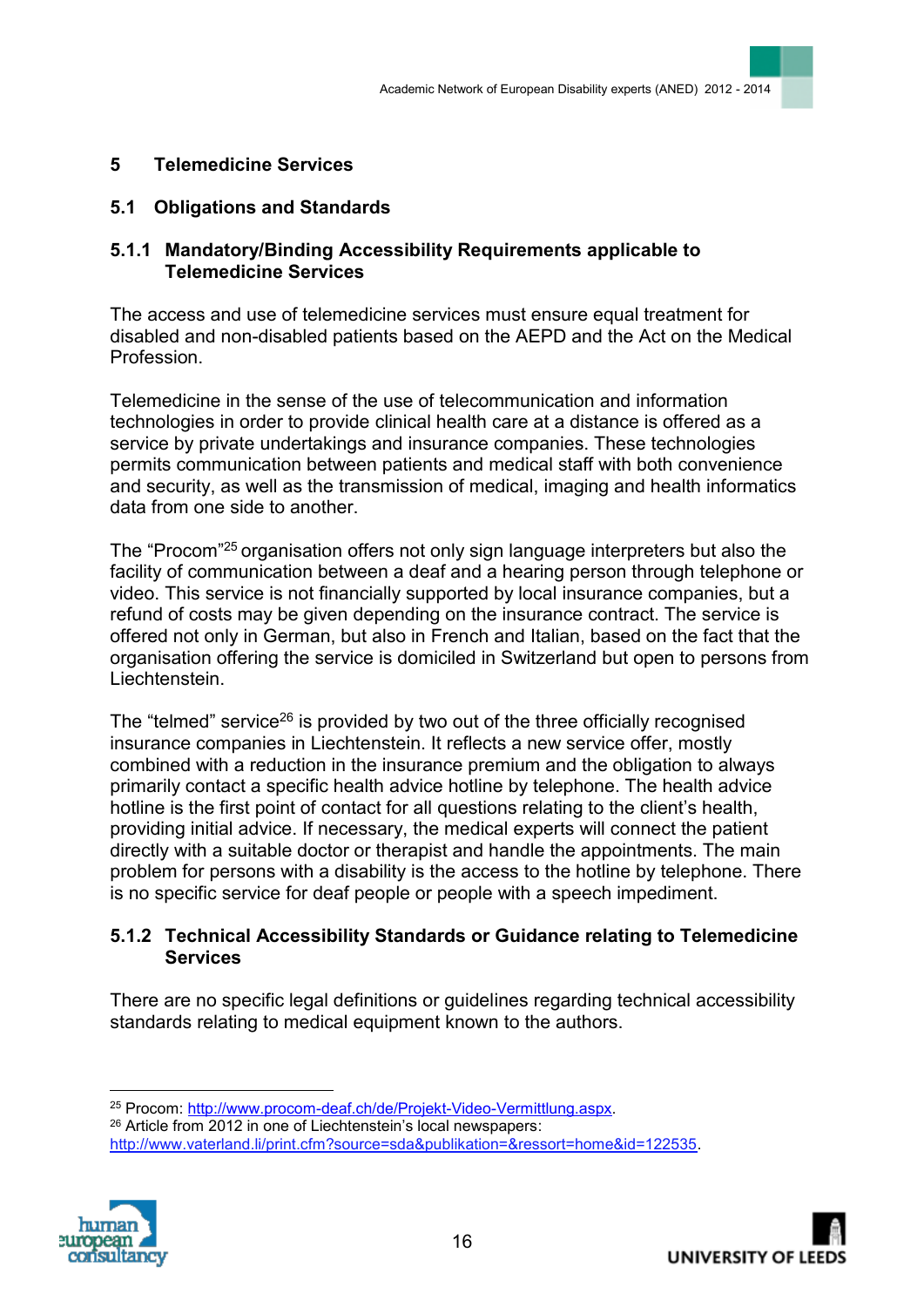## 5 Telemedicine Services

### 5.1 Obligations and Standards

#### 5.1.1 Mandatory/Binding Accessibility Requirements applicable to Telemedicine Services

The access and use of telemedicine services must ensure equal treatment for disabled and non-disabled patients based on the AEPD and the Act on the Medical Profession.

Telemedicine in the sense of the use of telecommunication and information technologies in order to provide clinical health care at a distance is offered as a service by private undertakings and insurance companies. These technologies permits communication between patients and medical staff with both convenience and security, as well as the transmission of medical, imaging and health informatics data from one side to another.

The "Procom"[25] organisation offers not only sign language interpreters but also the facility of communication between a deaf and a hearing person through telephone or video. This service is not financially supported by local insurance companies, but a refund of costs may be given depending on the insurance contract. The service is offered not only in German, but also in French and Italian, based on the fact that the organisation offering the service is domiciled in Switzerland but open to persons from Liechtenstein.

The "telmed" service[26] is provided by two out of the three officially recognised insurance companies in Liechtenstein. It reflects a new service offer, mostly combined with a reduction in the insurance premium and the obligation to always primarily contact a specific health advice hotline by telephone. The health advice hotline is the first point of contact for all questions relating to the client's health, providing initial advice. If necessary, the medical experts will connect the patient directly with a suitable doctor or therapist and handle the appointments. The main problem for persons with a disability is the access to the hotline by telephone. There is no specific service for deaf people or people with a speech impediment.

#### 5.1.2 Technical Accessibility Standards or Guidance relating to Telemedicine Services

There are no specific legal definitions or guidelines regarding technical accessibility standards relating to medical equipment known to the authors.

---

[25] Procom: http://www.procom-deaf.ch/de/Projekt-Video-Vermittlung.aspx.

[26] Article from 2012 in one of Liechtenstein's local newspapers: http://www.vaterland.li/print.cfm?source=sda&publikation=&ressort=home&id=122535.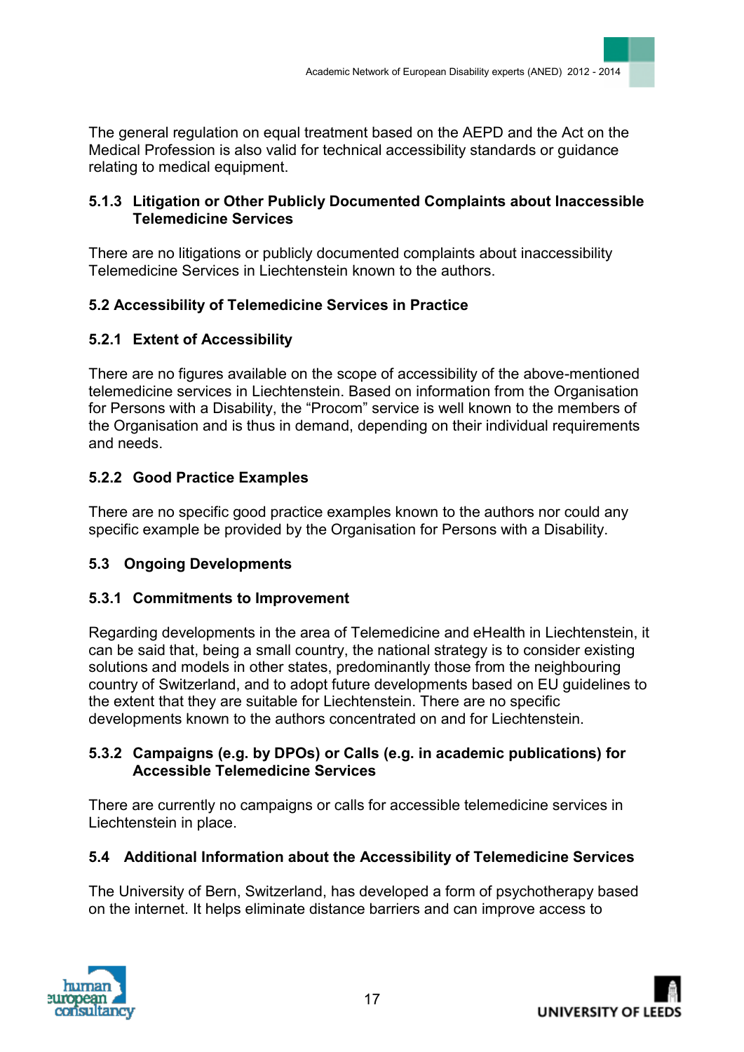The general regulation on equal treatment based on the AEPD and the Act on the Medical Profession is also valid for technical accessibility standards or guidance relating to medical equipment.

#### 5.1.3 Litigation or Other Publicly Documented Complaints about Inaccessible Telemedicine Services

There are no litigations or publicly documented complaints about inaccessibility Telemedicine Services in Liechtenstein known to the authors.

### 5.2 Accessibility of Telemedicine Services in Practice

#### 5.2.1 Extent of Accessibility

There are no figures available on the scope of accessibility of the above-mentioned telemedicine services in Liechtenstein. Based on information from the Organisation for Persons with a Disability, the "Procom" service is well known to the members of the Organisation and is thus in demand, depending on their individual requirements and needs.

#### 5.2.2 Good Practice Examples

There are no specific good practice examples known to the authors nor could any specific example be provided by the Organisation for Persons with a Disability.

### 5.3 Ongoing Developments

#### 5.3.1 Commitments to Improvement

Regarding developments in the area of Telemedicine and eHealth in Liechtenstein, it can be said that, being a small country, the national strategy is to consider existing solutions and models in other states, predominantly those from the neighbouring country of Switzerland, and to adopt future developments based on EU guidelines to the extent that they are suitable for Liechtenstein. There are no specific developments known to the authors concentrated on and for Liechtenstein.

#### 5.3.2 Campaigns (e.g. by DPOs) or Calls (e.g. in academic publications) for Accessible Telemedicine Services

There are currently no campaigns or calls for accessible telemedicine services in Liechtenstein in place.

### 5.4 Additional Information about the Accessibility of Telemedicine Services

The University of Bern, Switzerland, has developed a form of psychotherapy based on the internet. It helps eliminate distance barriers and can improve access to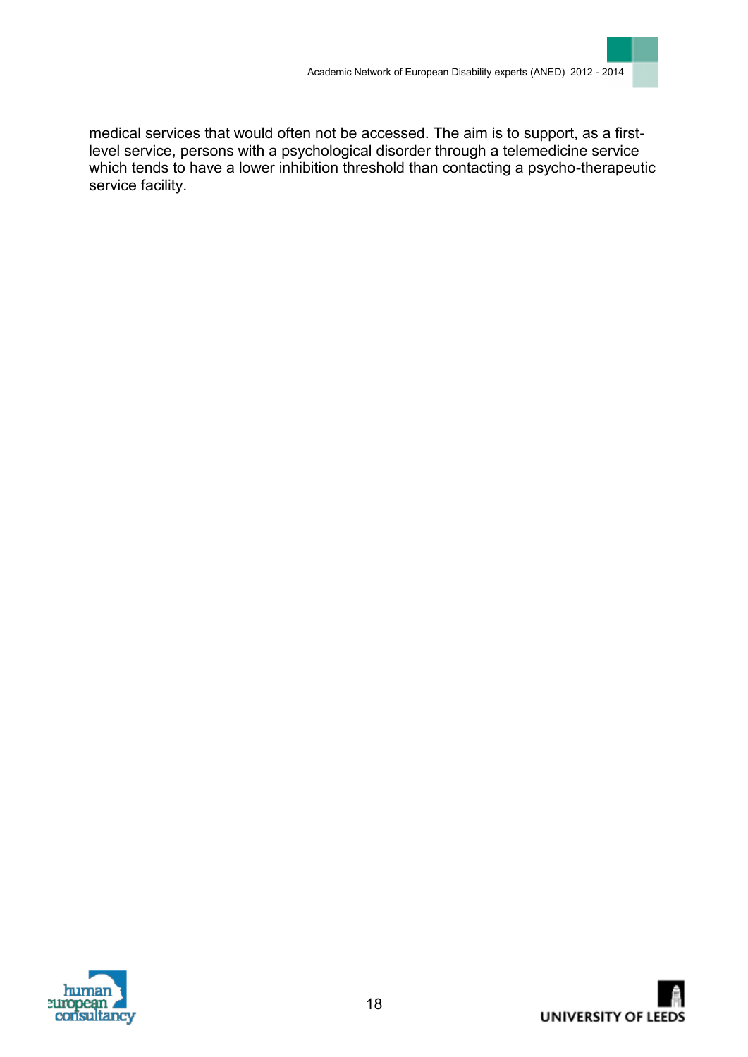medical services that would often not be accessed. The aim is to support, as a first-level service, persons with a psychological disorder through a telemedicine service which tends to have a lower inhibition threshold than contacting a psycho-therapeutic service facility.